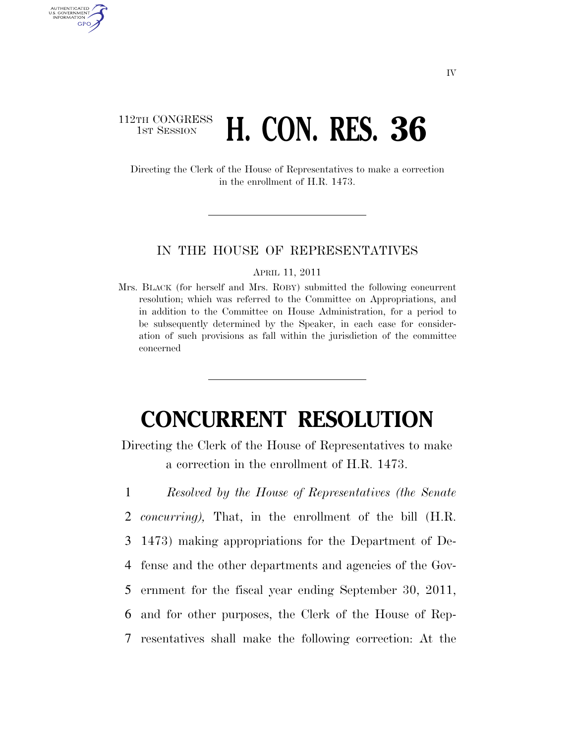112TH CONGRESS
1ST SESSION

# H. CON. RES. 36

Directing the Clerk of the House of Representatives to make a correction in the enrollment of H.R. 1473.

IN THE HOUSE OF REPRESENTATIVES

APRIL 11, 2011

Mrs. BLACK (for herself and Mrs. ROBY) submitted the following concurrent resolution; which was referred to the Committee on Appropriations, and in addition to the Committee on House Administration, for a period to be subsequently determined by the Speaker, in each case for consideration of such provisions as fall within the jurisdiction of the committee concerned

# CONCURRENT RESOLUTION

Directing the Clerk of the House of Representatives to make a correction in the enrollment of H.R. 1473.

1 *Resolved by the House of Representatives (the Senate*
2 *concurring),* That, in the enrollment of the bill (H.R.
3 1473) making appropriations for the Department of De-
4 fense and the other departments and agencies of the Gov-
5 ernment for the fiscal year ending September 30, 2011,
6 and for other purposes, the Clerk of the House of Rep-
7 resentatives shall make the following correction: At the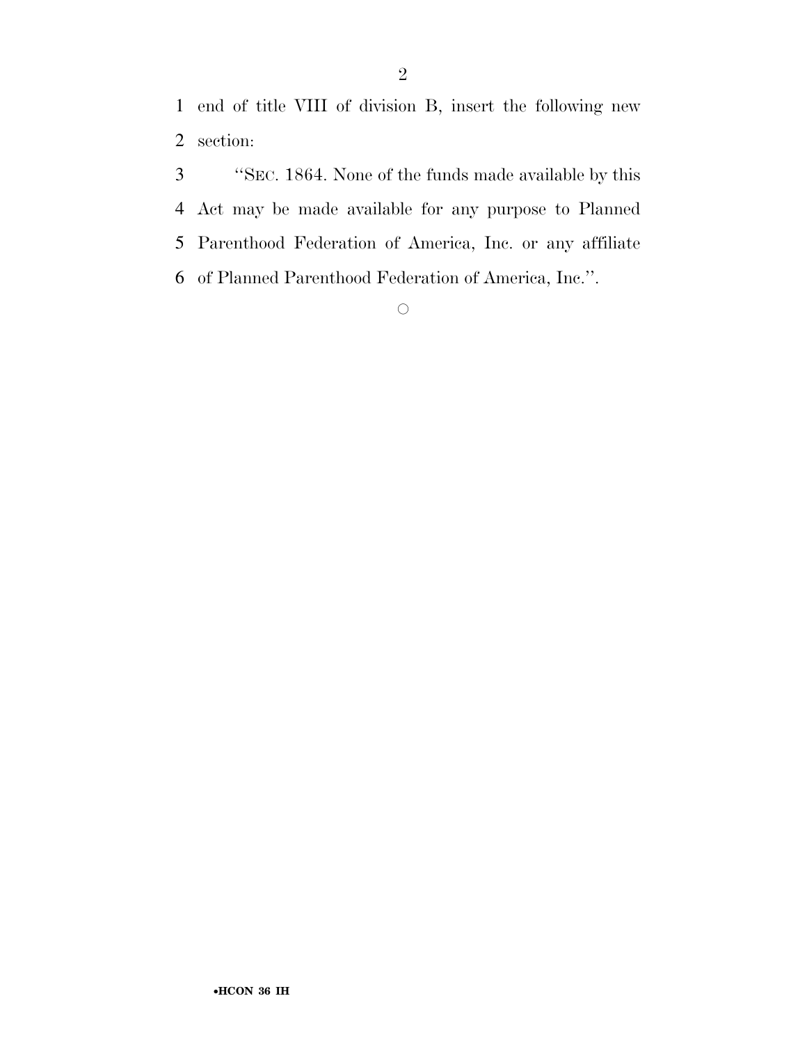end of title VIII of division B, insert the following new section:

"SEC. 1864. None of the funds made available by this Act may be made available for any purpose to Planned Parenthood Federation of America, Inc. or any affiliate of Planned Parenthood Federation of America, Inc.".